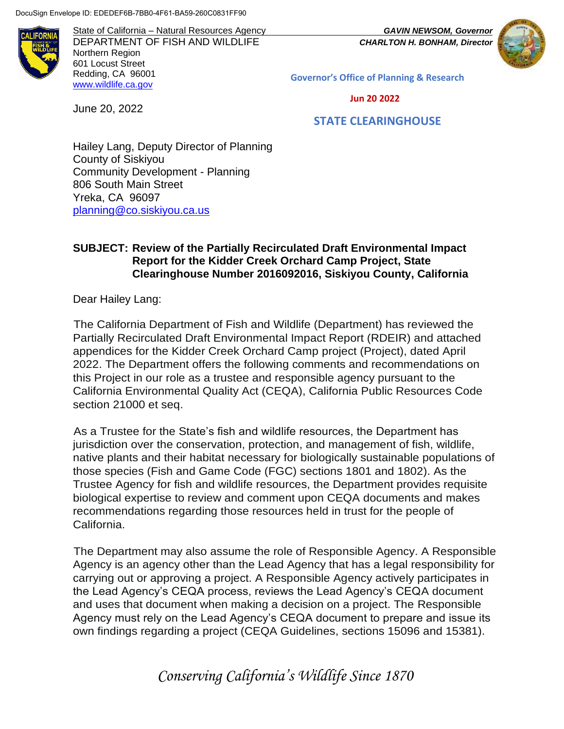DocuSign Envelope ID: EDEDEF6B-7BB0-4F61-BA59-260C0831FF90

State of California – Natural Resources Agency
DEPARTMENT OF FISH AND WILDLIFE
Northern Region
601 Locust Street
Redding, CA 96001
www.wildlife.ca.gov

*GAVIN NEWSOM, Governor*
*CHARLTON H. BONHAM, Director*

Governor's Office of Planning & Research

Jun 20 2022

STATE CLEARINGHOUSE

June 20, 2022

Hailey Lang, Deputy Director of Planning
County of Siskiyou
Community Development - Planning
806 South Main Street
Yreka, CA 96097
planning@co.siskiyou.ca.us

**SUBJECT: Review of the Partially Recirculated Draft Environmental Impact Report for the Kidder Creek Orchard Camp Project, State Clearinghouse Number 2016092016, Siskiyou County, California**

Dear Hailey Lang:

The California Department of Fish and Wildlife (Department) has reviewed the Partially Recirculated Draft Environmental Impact Report (RDEIR) and attached appendices for the Kidder Creek Orchard Camp project (Project), dated April 2022. The Department offers the following comments and recommendations on this Project in our role as a trustee and responsible agency pursuant to the California Environmental Quality Act (CEQA), California Public Resources Code section 21000 et seq.

As a Trustee for the State's fish and wildlife resources, the Department has jurisdiction over the conservation, protection, and management of fish, wildlife, native plants and their habitat necessary for biologically sustainable populations of those species (Fish and Game Code (FGC) sections 1801 and 1802). As the Trustee Agency for fish and wildlife resources, the Department provides requisite biological expertise to review and comment upon CEQA documents and makes recommendations regarding those resources held in trust for the people of California.

The Department may also assume the role of Responsible Agency. A Responsible Agency is an agency other than the Lead Agency that has a legal responsibility for carrying out or approving a project. A Responsible Agency actively participates in the Lead Agency's CEQA process, reviews the Lead Agency's CEQA document and uses that document when making a decision on a project. The Responsible Agency must rely on the Lead Agency's CEQA document to prepare and issue its own findings regarding a project (CEQA Guidelines, sections 15096 and 15381).

*Conserving California's Wildlife Since 1870*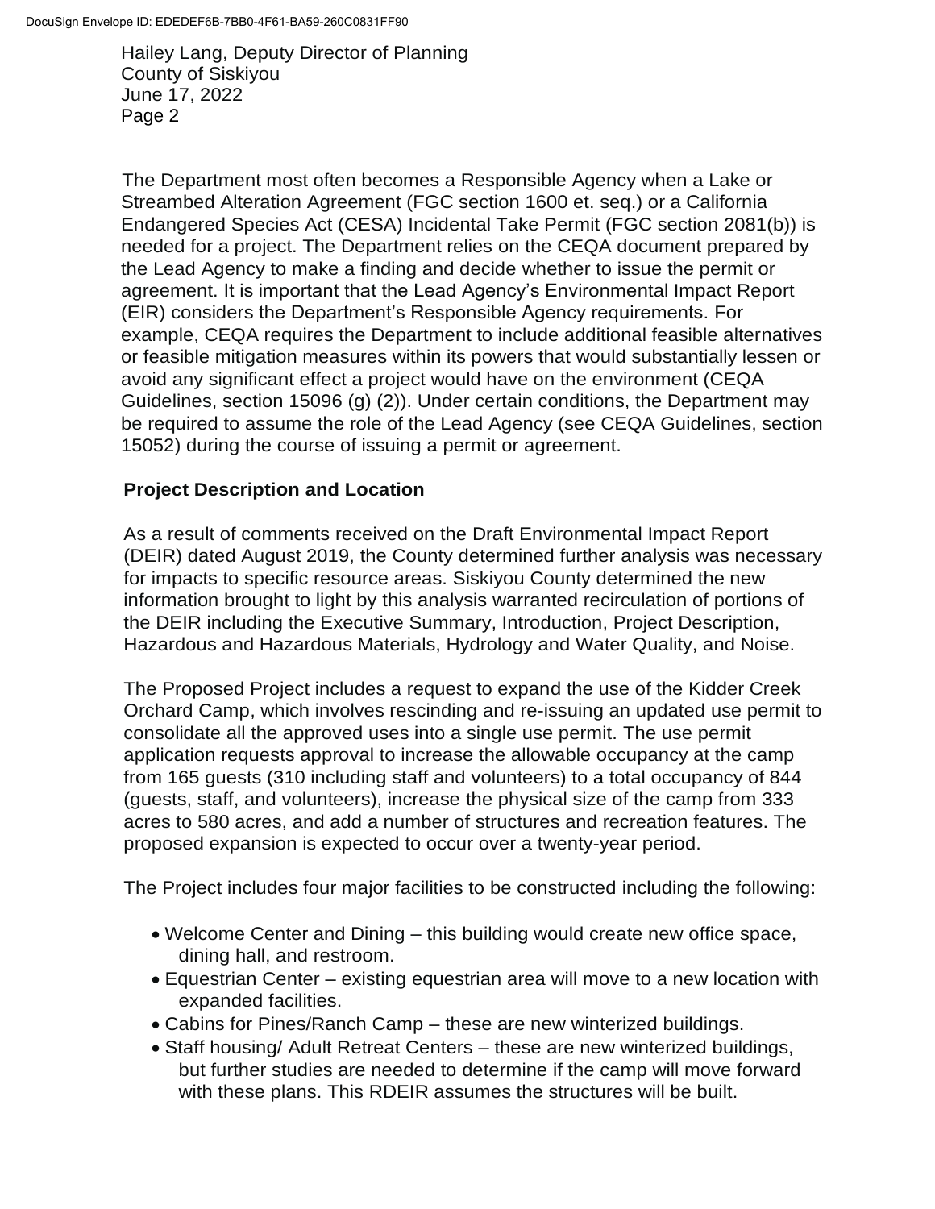The Department most often becomes a Responsible Agency when a Lake or Streambed Alteration Agreement (FGC section 1600 et. seq.) or a California Endangered Species Act (CESA) Incidental Take Permit (FGC section 2081(b)) is needed for a project. The Department relies on the CEQA document prepared by the Lead Agency to make a finding and decide whether to issue the permit or agreement. It is important that the Lead Agency's Environmental Impact Report (EIR) considers the Department's Responsible Agency requirements. For example, CEQA requires the Department to include additional feasible alternatives or feasible mitigation measures within its powers that would substantially lessen or avoid any significant effect a project would have on the environment (CEQA Guidelines, section 15096 (g) (2)). Under certain conditions, the Department may be required to assume the role of the Lead Agency (see CEQA Guidelines, section 15052) during the course of issuing a permit or agreement.

**Project Description and Location**

As a result of comments received on the Draft Environmental Impact Report (DEIR) dated August 2019, the County determined further analysis was necessary for impacts to specific resource areas. Siskiyou County determined the new information brought to light by this analysis warranted recirculation of portions of the DEIR including the Executive Summary, Introduction, Project Description, Hazardous and Hazardous Materials, Hydrology and Water Quality, and Noise.

The Proposed Project includes a request to expand the use of the Kidder Creek Orchard Camp, which involves rescinding and re-issuing an updated use permit to consolidate all the approved uses into a single use permit. The use permit application requests approval to increase the allowable occupancy at the camp from 165 guests (310 including staff and volunteers) to a total occupancy of 844 (guests, staff, and volunteers), increase the physical size of the camp from 333 acres to 580 acres, and add a number of structures and recreation features. The proposed expansion is expected to occur over a twenty-year period.

The Project includes four major facilities to be constructed including the following:

- Welcome Center and Dining – this building would create new office space, dining hall, and restroom.
- Equestrian Center – existing equestrian area will move to a new location with expanded facilities.
- Cabins for Pines/Ranch Camp – these are new winterized buildings.
- Staff housing/ Adult Retreat Centers – these are new winterized buildings, but further studies are needed to determine if the camp will move forward with these plans. This RDEIR assumes the structures will be built.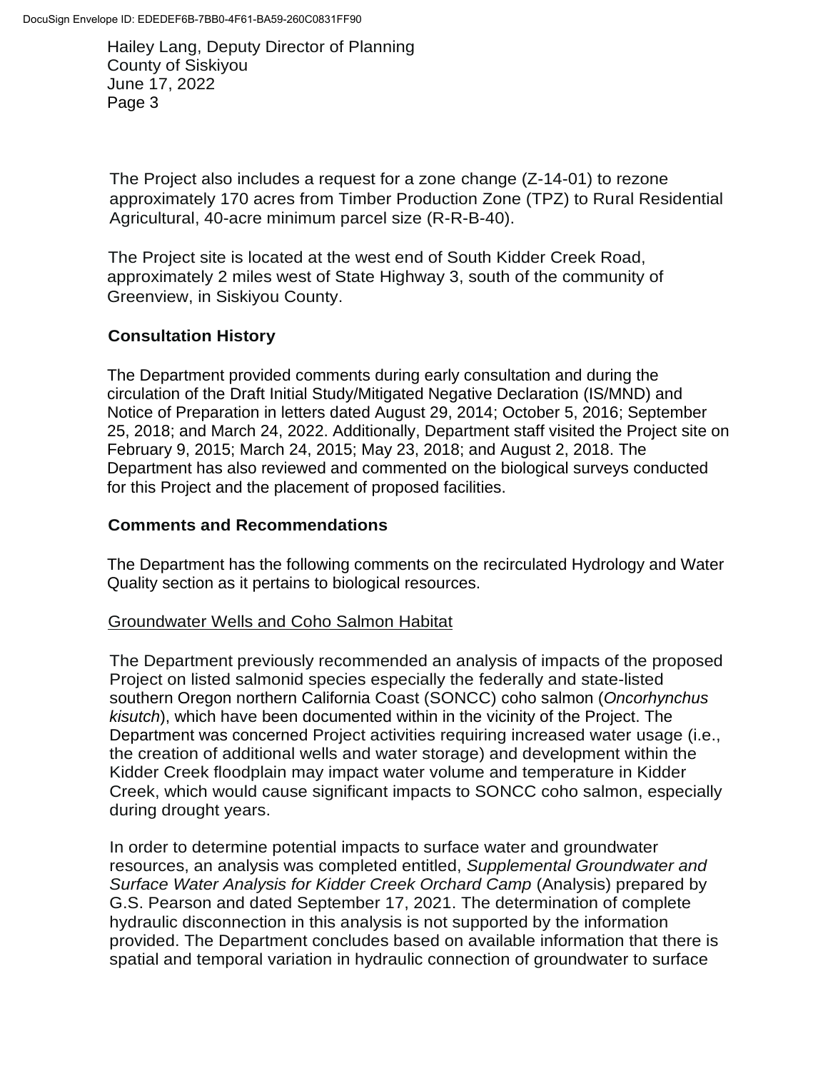The Project also includes a request for a zone change (Z-14-01) to rezone approximately 170 acres from Timber Production Zone (TPZ) to Rural Residential Agricultural, 40-acre minimum parcel size (R-R-B-40).

The Project site is located at the west end of South Kidder Creek Road, approximately 2 miles west of State Highway 3, south of the community of Greenview, in Siskiyou County.

## Consultation History

The Department provided comments during early consultation and during the circulation of the Draft Initial Study/Mitigated Negative Declaration (IS/MND) and Notice of Preparation in letters dated August 29, 2014; October 5, 2016; September 25, 2018; and March 24, 2022. Additionally, Department staff visited the Project site on February 9, 2015; March 24, 2015; May 23, 2018; and August 2, 2018. The Department has also reviewed and commented on the biological surveys conducted for this Project and the placement of proposed facilities.

## Comments and Recommendations

The Department has the following comments on the recirculated Hydrology and Water Quality section as it pertains to biological resources.

### Groundwater Wells and Coho Salmon Habitat

The Department previously recommended an analysis of impacts of the proposed Project on listed salmonid species especially the federally and state-listed southern Oregon northern California Coast (SONCC) coho salmon (*Oncorhynchus kisutch*), which have been documented within in the vicinity of the Project. The Department was concerned Project activities requiring increased water usage (i.e., the creation of additional wells and water storage) and development within the Kidder Creek floodplain may impact water volume and temperature in Kidder Creek, which would cause significant impacts to SONCC coho salmon, especially during drought years.

In order to determine potential impacts to surface water and groundwater resources, an analysis was completed entitled, *Supplemental Groundwater and Surface Water Analysis for Kidder Creek Orchard Camp* (Analysis) prepared by G.S. Pearson and dated September 17, 2021. The determination of complete hydraulic disconnection in this analysis is not supported by the information provided. The Department concludes based on available information that there is spatial and temporal variation in hydraulic connection of groundwater to surface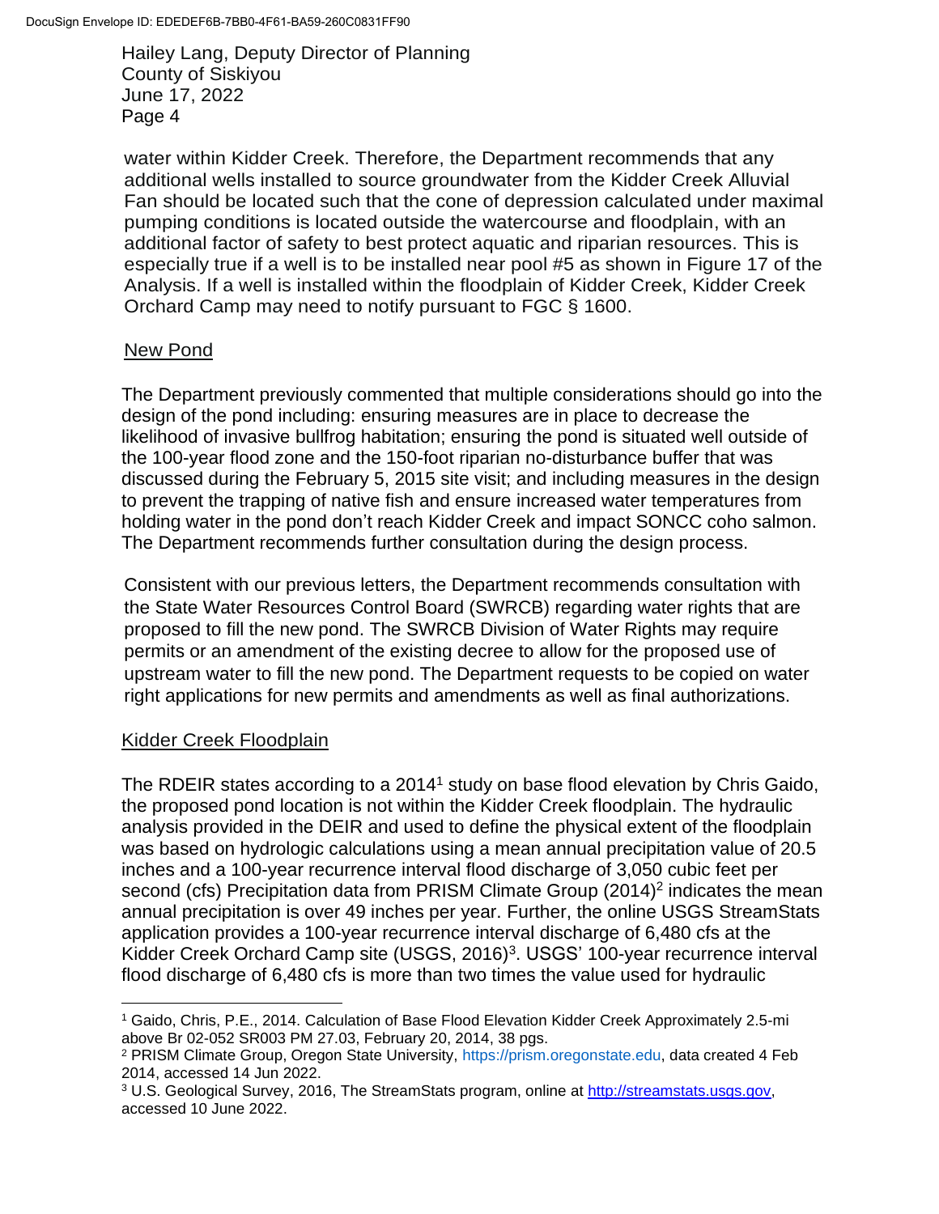water within Kidder Creek. Therefore, the Department recommends that any additional wells installed to source groundwater from the Kidder Creek Alluvial Fan should be located such that the cone of depression calculated under maximal pumping conditions is located outside the watercourse and floodplain, with an additional factor of safety to best protect aquatic and riparian resources. This is especially true if a well is to be installed near pool #5 as shown in Figure 17 of the Analysis. If a well is installed within the floodplain of Kidder Creek, Kidder Creek Orchard Camp may need to notify pursuant to FGC § 1600.

## New Pond

The Department previously commented that multiple considerations should go into the design of the pond including: ensuring measures are in place to decrease the likelihood of invasive bullfrog habitation; ensuring the pond is situated well outside of the 100-year flood zone and the 150-foot riparian no-disturbance buffer that was discussed during the February 5, 2015 site visit; and including measures in the design to prevent the trapping of native fish and ensure increased water temperatures from holding water in the pond don't reach Kidder Creek and impact SONCC coho salmon. The Department recommends further consultation during the design process.

Consistent with our previous letters, the Department recommends consultation with the State Water Resources Control Board (SWRCB) regarding water rights that are proposed to fill the new pond. The SWRCB Division of Water Rights may require permits or an amendment of the existing decree to allow for the proposed use of upstream water to fill the new pond. The Department requests to be copied on water right applications for new permits and amendments as well as final authorizations.

## Kidder Creek Floodplain

The RDEIR states according to a 2014[1] study on base flood elevation by Chris Gaido, the proposed pond location is not within the Kidder Creek floodplain. The hydraulic analysis provided in the DEIR and used to define the physical extent of the floodplain was based on hydrologic calculations using a mean annual precipitation value of 20.5 inches and a 100-year recurrence interval flood discharge of 3,050 cubic feet per second (cfs) Precipitation data from PRISM Climate Group (2014)[2] indicates the mean annual precipitation is over 49 inches per year. Further, the online USGS StreamStats application provides a 100-year recurrence interval discharge of 6,480 cfs at the Kidder Creek Orchard Camp site (USGS, 2016)[3]. USGS' 100-year recurrence interval flood discharge of 6,480 cfs is more than two times the value used for hydraulic

---

[1] Gaido, Chris, P.E., 2014. Calculation of Base Flood Elevation Kidder Creek Approximately 2.5-mi above Br 02-052 SR003 PM 27.03, February 20, 2014, 38 pgs.

[2] PRISM Climate Group, Oregon State University, https://prism.oregonstate.edu, data created 4 Feb 2014, accessed 14 Jun 2022.

[3] U.S. Geological Survey, 2016, The StreamStats program, online at http://streamstats.usgs.gov, accessed 10 June 2022.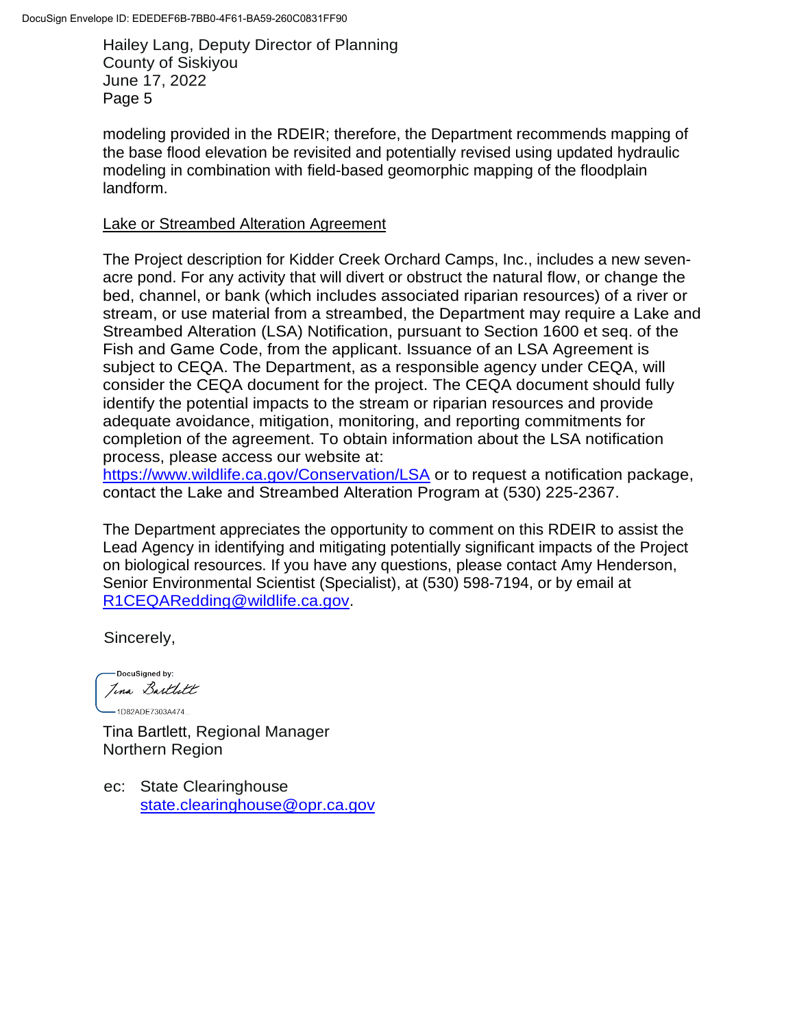modeling provided in the RDEIR; therefore, the Department recommends mapping of the base flood elevation be revisited and potentially revised using updated hydraulic modeling in combination with field-based geomorphic mapping of the floodplain landform.

Lake or Streambed Alteration Agreement

The Project description for Kidder Creek Orchard Camps, Inc., includes a new seven-acre pond. For any activity that will divert or obstruct the natural flow, or change the bed, channel, or bank (which includes associated riparian resources) of a river or stream, or use material from a streambed, the Department may require a Lake and Streambed Alteration (LSA) Notification, pursuant to Section 1600 et seq. of the Fish and Game Code, from the applicant. Issuance of an LSA Agreement is subject to CEQA. The Department, as a responsible agency under CEQA, will consider the CEQA document for the project. The CEQA document should fully identify the potential impacts to the stream or riparian resources and provide adequate avoidance, mitigation, monitoring, and reporting commitments for completion of the agreement. To obtain information about the LSA notification process, please access our website at: https://www.wildlife.ca.gov/Conservation/LSA or to request a notification package, contact the Lake and Streambed Alteration Program at (530) 225-2367.

The Department appreciates the opportunity to comment on this RDEIR to assist the Lead Agency in identifying and mitigating potentially significant impacts of the Project on biological resources. If you have any questions, please contact Amy Henderson, Senior Environmental Scientist (Specialist), at (530) 598-7194, or by email at R1CEQARedding@wildlife.ca.gov.

Sincerely,

DocuSigned by:
Tina Bartlett
1D82ADE7303A474...

Tina Bartlett, Regional Manager
Northern Region

ec: State Clearinghouse
state.clearinghouse@opr.ca.gov